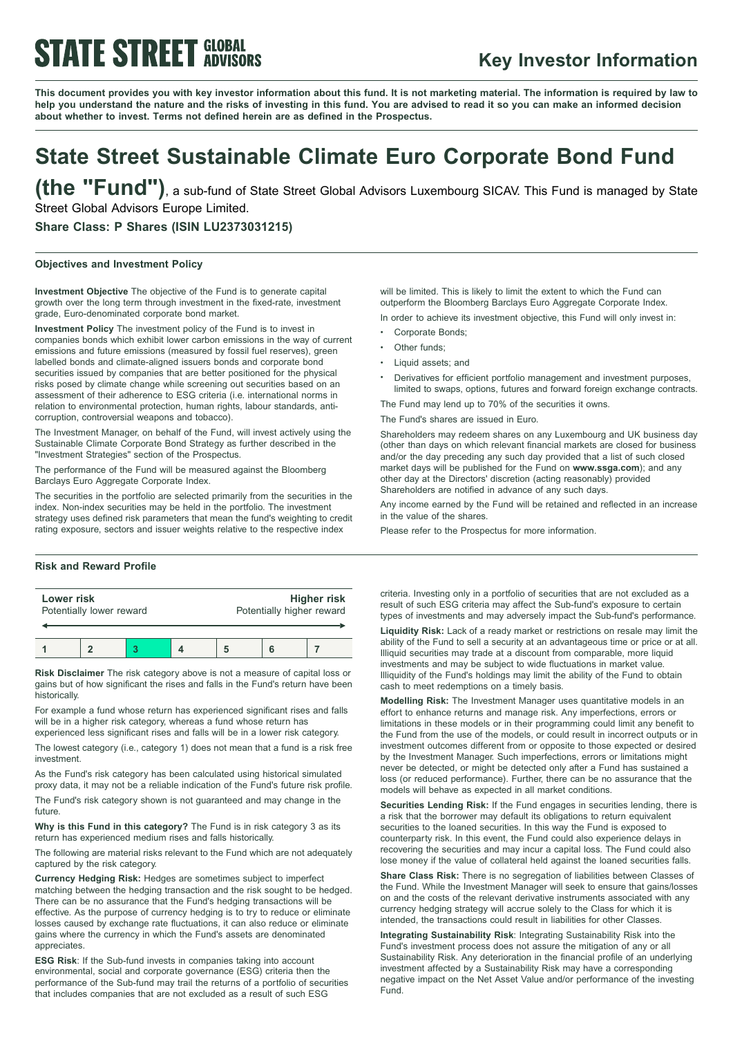# STATE STREET GLOBAL ADVISORS

## Key Investor Information

**This document provides you with key investor information about this fund. It is not marketing material. The information is required by law to help you understand the nature and the risks of investing in this fund. You are advised to read it so you can make an informed decision about whether to invest. Terms not defined herein are as defined in the Prospectus.**

# State Street Sustainable Climate Euro Corporate Bond Fund (the "Fund"), a sub-fund of State Street Global Advisors Luxembourg SICAV. This Fund is managed by State Street Global Advisors Europe Limited.

**Share Class: P Shares (ISIN LU2373031215)**

### Objectives and Investment Policy

**Investment Objective** The objective of the Fund is to generate capital growth over the long term through investment in the fixed-rate, investment grade, Euro-denominated corporate bond market.

**Investment Policy** The investment policy of the Fund is to invest in companies bonds which exhibit lower carbon emissions in the way of current emissions and future emissions (measured by fossil fuel reserves), green labelled bonds and climate-aligned issuers bonds and corporate bond securities issued by companies that are better positioned for the physical risks posed by climate change while screening out securities based on an assessment of their adherence to ESG criteria (i.e. international norms in relation to environmental protection, human rights, labour standards, anti-corruption, controversial weapons and tobacco).

The Investment Manager, on behalf of the Fund, will invest actively using the Sustainable Climate Corporate Bond Strategy as further described in the "Investment Strategies" section of the Prospectus.

The performance of the Fund will be measured against the Bloomberg Barclays Euro Aggregate Corporate Index.

The securities in the portfolio are selected primarily from the securities in the index. Non-index securities may be held in the portfolio. The investment strategy uses defined risk parameters that mean the fund's weighting to credit rating exposure, sectors and issuer weights relative to the respective index will be limited. This is likely to limit the extent to which the Fund can outperform the Bloomberg Barclays Euro Aggregate Corporate Index.

In order to achieve its investment objective, this Fund will only invest in:

- Corporate Bonds;
- Other funds;
- Liquid assets; and
- Derivatives for efficient portfolio management and investment purposes, limited to swaps, options, futures and forward foreign exchange contracts.

The Fund may lend up to 70% of the securities it owns.

The Fund's shares are issued in Euro.

Shareholders may redeem shares on any Luxembourg and UK business day (other than days on which relevant financial markets are closed for business and/or the day preceding any such day provided that a list of such closed market days will be published for the Fund on **www.ssga.com**); and any other day at the Directors' discretion (acting reasonably) provided Shareholders are notified in advance of any such days.

Any income earned by the Fund will be retained and reflected in an increase in the value of the shares.

Please refer to the Prospectus for more information.

### Risk and Reward Profile

| **Lower risk** Potentially lower reward | | | | | | **Higher risk** Potentially higher reward |
|---|---|---|---|---|---|---|
| 1 | 2 | **3** | 4 | 5 | 6 | 7 |

**Risk Disclaimer** The risk category above is not a measure of capital loss or gains but of how significant the rises and falls in the Fund's return have been historically.

For example a fund whose return has experienced significant rises and falls will be in a higher risk category, whereas a fund whose return has experienced less significant rises and falls will be in a lower risk category.

The lowest category (i.e., category 1) does not mean that a fund is a risk free investment.

As the Fund's risk category has been calculated using historical simulated proxy data, it may not be a reliable indication of the Fund's future risk profile.

The Fund's risk category shown is not guaranteed and may change in the future.

**Why is this Fund in this category?** The Fund is in risk category 3 as its return has experienced medium rises and falls historically.

The following are material risks relevant to the Fund which are not adequately captured by the risk category.

**Currency Hedging Risk:** Hedges are sometimes subject to imperfect matching between the hedging transaction and the risk sought to be hedged. There can be no assurance that the Fund's hedging transactions will be effective. As the purpose of currency hedging is to try to reduce or eliminate losses caused by exchange rate fluctuations, it can also reduce or eliminate gains where the currency in which the Fund's assets are denominated appreciates.

**ESG Risk**: If the Sub-fund invests in companies taking into account environmental, social and corporate governance (ESG) criteria then the performance of the Sub-fund may trail the returns of a portfolio of securities that includes companies that are not excluded as a result of such ESG criteria. Investing only in a portfolio of securities that are not excluded as a result of such ESG criteria may affect the Sub-fund's exposure to certain types of investments and may adversely impact the Sub-fund's performance.

**Liquidity Risk:** Lack of a ready market or restrictions on resale may limit the ability of the Fund to sell a security at an advantageous time or price or at all. Illiquid securities may trade at a discount from comparable, more liquid investments and may be subject to wide fluctuations in market value. Illiquidity of the Fund's holdings may limit the ability of the Fund to obtain cash to meet redemptions on a timely basis.

**Modelling Risk:** The Investment Manager uses quantitative models in an effort to enhance returns and manage risk. Any imperfections, errors or limitations in these models or in their programming could limit any benefit to the Fund from the use of the models, or could result in incorrect outputs or in investment outcomes different from or opposite to those expected or desired by the Investment Manager. Such imperfections, errors or limitations might never be detected, or might be detected only after a Fund has sustained a loss (or reduced performance). Further, there can be no assurance that the models will behave as expected in all market conditions.

**Securities Lending Risk:** If the Fund engages in securities lending, there is a risk that the borrower may default its obligations to return equivalent securities to the loaned securities. In this way the Fund is exposed to counterparty risk. In this event, the Fund could also experience delays in recovering the securities and may incur a capital loss. The Fund could also lose money if the value of collateral held against the loaned securities falls.

**Share Class Risk:** There is no segregation of liabilities between Classes of the Fund. While the Investment Manager will seek to ensure that gains/losses on and the costs of the relevant derivative instruments associated with any currency hedging strategy will accrue solely to the Class for which it is intended, the transactions could result in liabilities for other Classes.

**Integrating Sustainability Risk**: Integrating Sustainability Risk into the Fund's investment process does not assure the mitigation of any or all Sustainability Risk. Any deterioration in the financial profile of an underlying investment affected by a Sustainability Risk may have a corresponding negative impact on the Net Asset Value and/or performance of the investing Fund.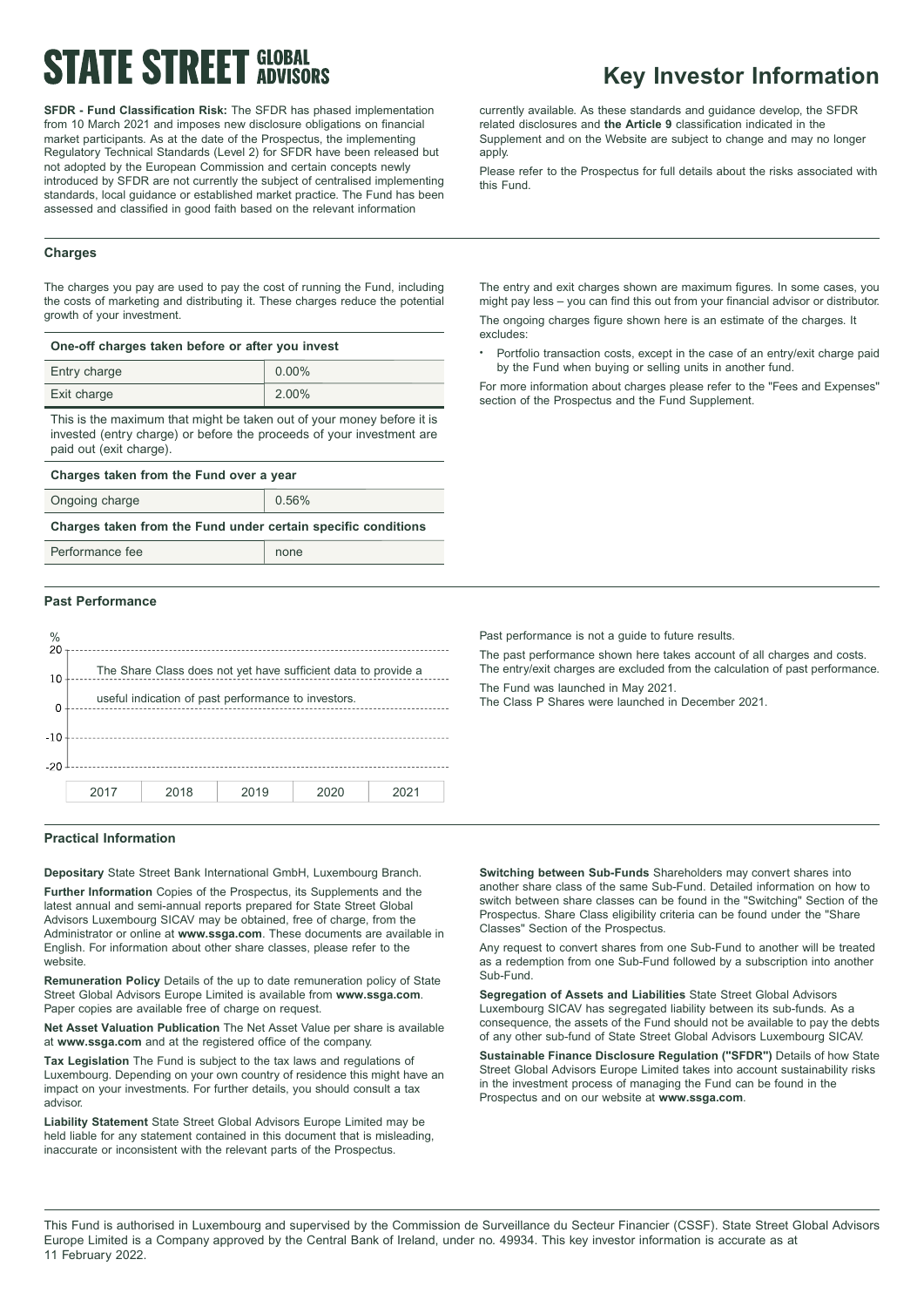**SFDR - Fund Classification Risk:** The SFDR has phased implementation from 10 March 2021 and imposes new disclosure obligations on financial market participants. As at the date of the Prospectus, the implementing Regulatory Technical Standards (Level 2) for SFDR have been released but not adopted by the European Commission and certain concepts newly introduced by SFDR are not currently the subject of centralised implementing standards, local guidance or established market practice. The Fund has been assessed and classified in good faith based on the relevant information currently available. As these standards and guidance develop, the SFDR related disclosures and **the Article 9** classification indicated in the Supplement and on the Website are subject to change and may no longer apply.

Please refer to the Prospectus for full details about the risks associated with this Fund.

### Charges

The charges you pay are used to pay the cost of running the Fund, including the costs of marketing and distributing it. These charges reduce the potential growth of your investment.

| One-off charges taken before or after you invest | |
|---|---|
| Entry charge | 0.00% |
| Exit charge | 2.00% |

This is the maximum that might be taken out of your money before it is invested (entry charge) or before the proceeds of your investment are paid out (exit charge).

| Charges taken from the Fund over a year | |
|---|---|
| Ongoing charge | 0.56% |
| **Charges taken from the Fund under certain specific conditions** | |
| Performance fee | none |

The entry and exit charges shown are maximum figures. In some cases, you might pay less – you can find this out from your financial advisor or distributor.

The ongoing charges figure shown here is an estimate of the charges. It excludes:

- Portfolio transaction costs, except in the case of an entry/exit charge paid by the Fund when buying or selling units in another fund.

For more information about charges please refer to the "Fees and Expenses" section of the Prospectus and the Fund Supplement.

### Past Performance

%
20
10
0
-10
-20

The Share Class does not yet have sufficient data to provide a useful indication of past performance to investors.

2017 2018 2019 2020 2021

Past performance is not a guide to future results.

The past performance shown here takes account of all charges and costs. The entry/exit charges are excluded from the calculation of past performance.

The Fund was launched in May 2021.
The Class P Shares were launched in December 2021.

### Practical Information

**Depositary** State Street Bank International GmbH, Luxembourg Branch.

**Further Information** Copies of the Prospectus, its Supplements and the latest annual and semi-annual reports prepared for State Street Global Advisors Luxembourg SICAV may be obtained, free of charge, from the Administrator or online at **www.ssga.com**. These documents are available in English. For information about other share classes, please refer to the website.

**Remuneration Policy** Details of the up to date remuneration policy of State Street Global Advisors Europe Limited is available from **www.ssga.com**. Paper copies are available free of charge on request.

**Net Asset Valuation Publication** The Net Asset Value per share is available at **www.ssga.com** and at the registered office of the company.

**Tax Legislation** The Fund is subject to the tax laws and regulations of Luxembourg. Depending on your own country of residence this might have an impact on your investments. For further details, you should consult a tax advisor.

**Liability Statement** State Street Global Advisors Europe Limited may be held liable for any statement contained in this document that is misleading, inaccurate or inconsistent with the relevant parts of the Prospectus.

**Switching between Sub-Funds** Shareholders may convert shares into another share class of the same Sub-Fund. Detailed information on how to switch between share classes can be found in the "Switching" Section of the Prospectus. Share Class eligibility criteria can be found under the "Share Classes" Section of the Prospectus.

Any request to convert shares from one Sub-Fund to another will be treated as a redemption from one Sub-Fund followed by a subscription into another Sub-Fund.

**Segregation of Assets and Liabilities** State Street Global Advisors Luxembourg SICAV has segregated liability between its sub-funds. As a consequence, the assets of the Fund should not be available to pay the debts of any other sub-fund of State Street Global Advisors Luxembourg SICAV.

**Sustainable Finance Disclosure Regulation ("SFDR")** Details of how State Street Global Advisors Europe Limited takes into account sustainability risks in the investment process of managing the Fund can be found in the Prospectus and on our website at **www.ssga.com**.

This Fund is authorised in Luxembourg and supervised by the Commission de Surveillance du Secteur Financier (CSSF). State Street Global Advisors Europe Limited is a Company approved by the Central Bank of Ireland, under no. 49934. This key investor information is accurate as at 11 February 2022.